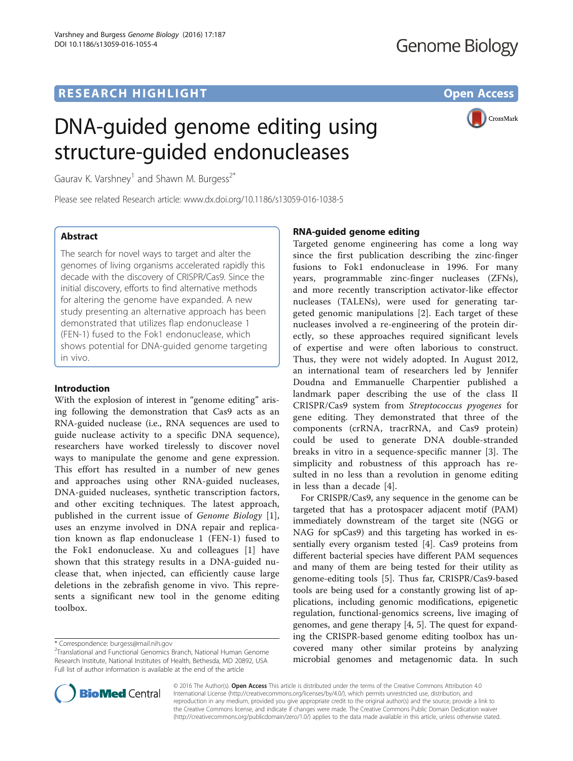RESEARCH HIGHLIGHT

Open Access

# DNA-guided genome editing using structure-guided endonucleases

Gaurav K. Varshney[1] and Shawn M. Burgess[2*]

Please see related Research article: www.dx.doi.org/10.1186/s13059-016-1038-5

## Abstract

The search for novel ways to target and alter the genomes of living organisms accelerated rapidly this decade with the discovery of CRISPR/Cas9. Since the initial discovery, efforts to find alternative methods for altering the genome have expanded. A new study presenting an alternative approach has been demonstrated that utilizes flap endonuclease 1 (FEN-1) fused to the Fok1 endonuclease, which shows potential for DNA-guided genome targeting in vivo.

## Introduction

With the explosion of interest in "genome editing" arising following the demonstration that Cas9 acts as an RNA-guided nuclease (i.e., RNA sequences are used to guide nuclease activity to a specific DNA sequence), researchers have worked tirelessly to discover novel ways to manipulate the genome and gene expression. This effort has resulted in a number of new genes and approaches using other RNA-guided nucleases, DNA-guided nucleases, synthetic transcription factors, and other exciting techniques. The latest approach, published in the current issue of *Genome Biology* [1], uses an enzyme involved in DNA repair and replication known as flap endonuclease 1 (FEN-1) fused to the Fok1 endonuclease. Xu and colleagues [1] have shown that this strategy results in a DNA-guided nuclease that, when injected, can efficiently cause large deletions in the zebrafish genome in vivo. This represents a significant new tool in the genome editing toolbox.

## RNA-guided genome editing

Targeted genome engineering has come a long way since the first publication describing the zinc-finger fusions to Fok1 endonuclease in 1996. For many years, programmable zinc-finger nucleases (ZFNs), and more recently transcription activator-like effector nucleases (TALENs), were used for generating targeted genomic manipulations [2]. Each target of these nucleases involved a re-engineering of the protein directly, so these approaches required significant levels of expertise and were often laborious to construct. Thus, they were not widely adopted. In August 2012, an international team of researchers led by Jennifer Doudna and Emmanuelle Charpentier published a landmark paper describing the use of the class II CRISPR/Cas9 system from *Streptococcus pyogenes* for gene editing. They demonstrated that three of the components (crRNA, tracrRNA, and Cas9 protein) could be used to generate DNA double-stranded breaks in vitro in a sequence-specific manner [3]. The simplicity and robustness of this approach has resulted in no less than a revolution in genome editing in less than a decade [4].

For CRISPR/Cas9, any sequence in the genome can be targeted that has a protospacer adjacent motif (PAM) immediately downstream of the target site (NGG or NAG for spCas9) and this targeting has worked in essentially every organism tested [4]. Cas9 proteins from different bacterial species have different PAM sequences and many of them are being tested for their utility as genome-editing tools [5]. Thus far, CRISPR/Cas9-based tools are being used for a constantly growing list of applications, including genomic modifications, epigenetic regulation, functional-genomics screens, live imaging of genomes, and gene therapy [4, 5]. The quest for expanding the CRISPR-based genome editing toolbox has uncovered many other similar proteins by analyzing microbial genomes and metagenomic data. In such

\* Correspondence: burgess@mail.nih.gov
[2]Translational and Functional Genomics Branch, National Human Genome Research Institute, National Institutes of Health, Bethesda, MD 20892, USA
Full list of author information is available at the end of the article

© 2016 The Author(s). **Open Access** This article is distributed under the terms of the Creative Commons Attribution 4.0 International License (http://creativecommons.org/licenses/by/4.0/), which permits unrestricted use, distribution, and reproduction in any medium, provided you give appropriate credit to the original author(s) and the source, provide a link to the Creative Commons license, and indicate if changes were made. The Creative Commons Public Domain Dedication waiver (http://creativecommons.org/publicdomain/zero/1.0/) applies to the data made available in this article, unless otherwise stated.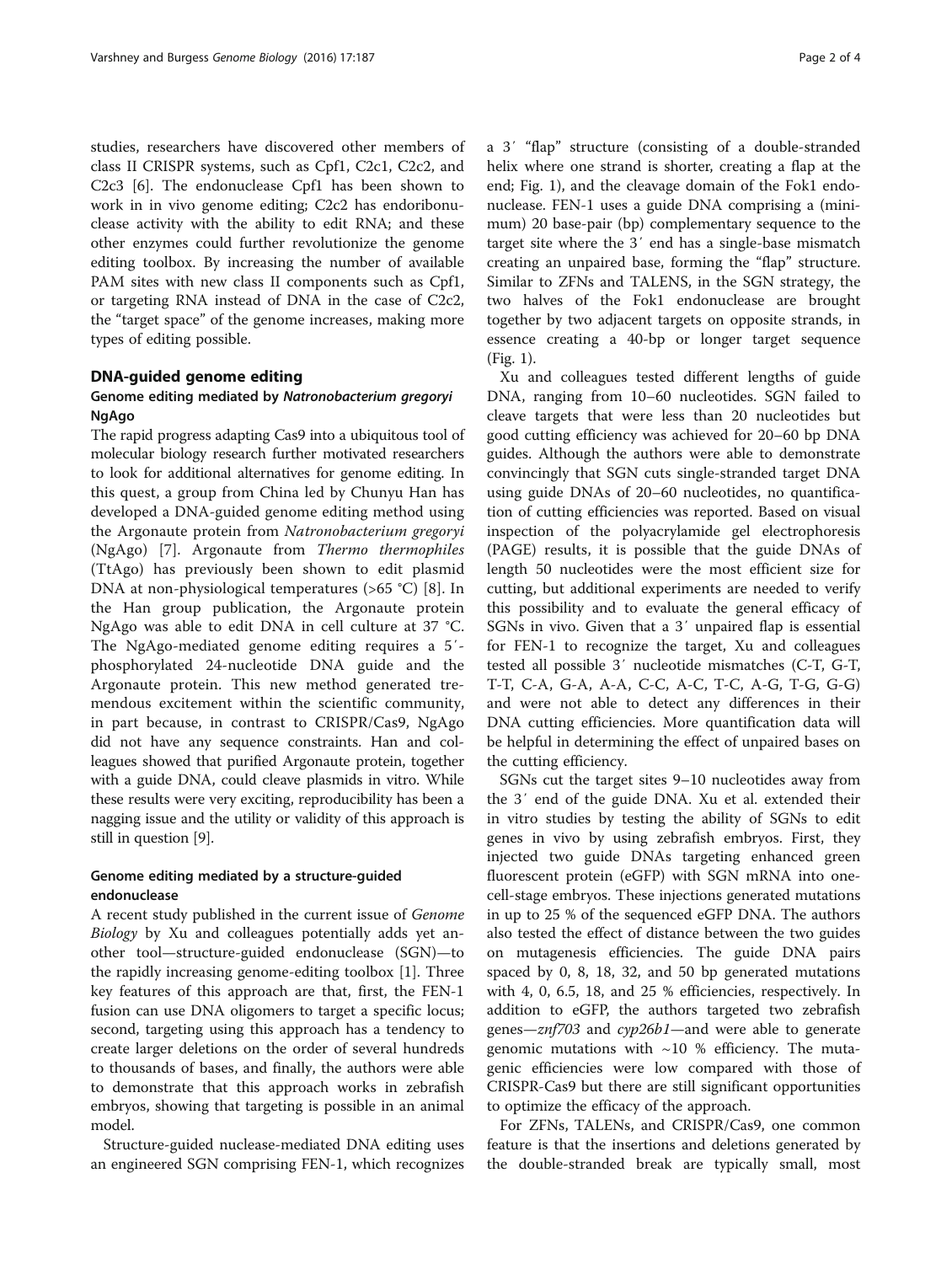studies, researchers have discovered other members of class II CRISPR systems, such as Cpf1, C2c1, C2c2, and C2c3 [6]. The endonuclease Cpf1 has been shown to work in in vivo genome editing; C2c2 has endoribonuclease activity with the ability to edit RNA; and these other enzymes could further revolutionize the genome editing toolbox. By increasing the number of available PAM sites with new class II components such as Cpf1, or targeting RNA instead of DNA in the case of C2c2, the "target space" of the genome increases, making more types of editing possible.

## DNA-guided genome editing

### Genome editing mediated by *Natronobacterium gregoryi* NgAgo

The rapid progress adapting Cas9 into a ubiquitous tool of molecular biology research further motivated researchers to look for additional alternatives for genome editing. In this quest, a group from China led by Chunyu Han has developed a DNA-guided genome editing method using the Argonaute protein from *Natronobacterium gregoryi* (NgAgo) [7]. Argonaute from *Thermo thermophiles* (TtAgo) has previously been shown to edit plasmid DNA at non-physiological temperatures (>65 °C) [8]. In the Han group publication, the Argonaute protein NgAgo was able to edit DNA in cell culture at 37 °C. The NgAgo-mediated genome editing requires a 5′-phosphorylated 24-nucleotide DNA guide and the Argonaute protein. This new method generated tremendous excitement within the scientific community, in part because, in contrast to CRISPR/Cas9, NgAgo did not have any sequence constraints. Han and colleagues showed that purified Argonaute protein, together with a guide DNA, could cleave plasmids in vitro. While these results were very exciting, reproducibility has been a nagging issue and the utility or validity of this approach is still in question [9].

### Genome editing mediated by a structure-guided endonuclease

A recent study published in the current issue of *Genome Biology* by Xu and colleagues potentially adds yet another tool—structure-guided endonuclease (SGN)—to the rapidly increasing genome-editing toolbox [1]. Three key features of this approach are that, first, the FEN-1 fusion can use DNA oligomers to target a specific locus; second, targeting using this approach has a tendency to create larger deletions on the order of several hundreds to thousands of bases, and finally, the authors were able to demonstrate that this approach works in zebrafish embryos, showing that targeting is possible in an animal model.

Structure-guided nuclease-mediated DNA editing uses an engineered SGN comprising FEN-1, which recognizes a 3′ "flap" structure (consisting of a double-stranded helix where one strand is shorter, creating a flap at the end; Fig. 1), and the cleavage domain of the Fok1 endonuclease. FEN-1 uses a guide DNA comprising a (minimum) 20 base-pair (bp) complementary sequence to the target site where the 3′ end has a single-base mismatch creating an unpaired base, forming the "flap" structure. Similar to ZFNs and TALENS, in the SGN strategy, the two halves of the Fok1 endonuclease are brought together by two adjacent targets on opposite strands, in essence creating a 40-bp or longer target sequence (Fig. 1).

Xu and colleagues tested different lengths of guide DNA, ranging from 10–60 nucleotides. SGN failed to cleave targets that were less than 20 nucleotides but good cutting efficiency was achieved for 20–60 bp DNA guides. Although the authors were able to demonstrate convincingly that SGN cuts single-stranded target DNA using guide DNAs of 20–60 nucleotides, no quantification of cutting efficiencies was reported. Based on visual inspection of the polyacrylamide gel electrophoresis (PAGE) results, it is possible that the guide DNAs of length 50 nucleotides were the most efficient size for cutting, but additional experiments are needed to verify this possibility and to evaluate the general efficacy of SGNs in vivo. Given that a 3′ unpaired flap is essential for FEN-1 to recognize the target, Xu and colleagues tested all possible 3′ nucleotide mismatches (C-T, G-T, T-T, C-A, G-A, A-A, C-C, A-C, T-C, A-G, T-G, G-G) and were not able to detect any differences in their DNA cutting efficiencies. More quantification data will be helpful in determining the effect of unpaired bases on the cutting efficiency.

SGNs cut the target sites 9–10 nucleotides away from the 3′ end of the guide DNA. Xu et al. extended their in vitro studies by testing the ability of SGNs to edit genes in vivo by using zebrafish embryos. First, they injected two guide DNAs targeting enhanced green fluorescent protein (eGFP) with SGN mRNA into one-cell-stage embryos. These injections generated mutations in up to 25 % of the sequenced eGFP DNA. The authors also tested the effect of distance between the two guides on mutagenesis efficiencies. The guide DNA pairs spaced by 0, 8, 18, 32, and 50 bp generated mutations with 4, 0, 6.5, 18, and 25 % efficiencies, respectively. In addition to eGFP, the authors targeted two zebrafish genes—*znf703* and *cyp26b1*—and were able to generate genomic mutations with ~10 % efficiency. The mutagenic efficiencies were low compared with those of CRISPR-Cas9 but there are still significant opportunities to optimize the efficacy of the approach.

For ZFNs, TALENs, and CRISPR/Cas9, one common feature is that the insertions and deletions generated by the double-stranded break are typically small, most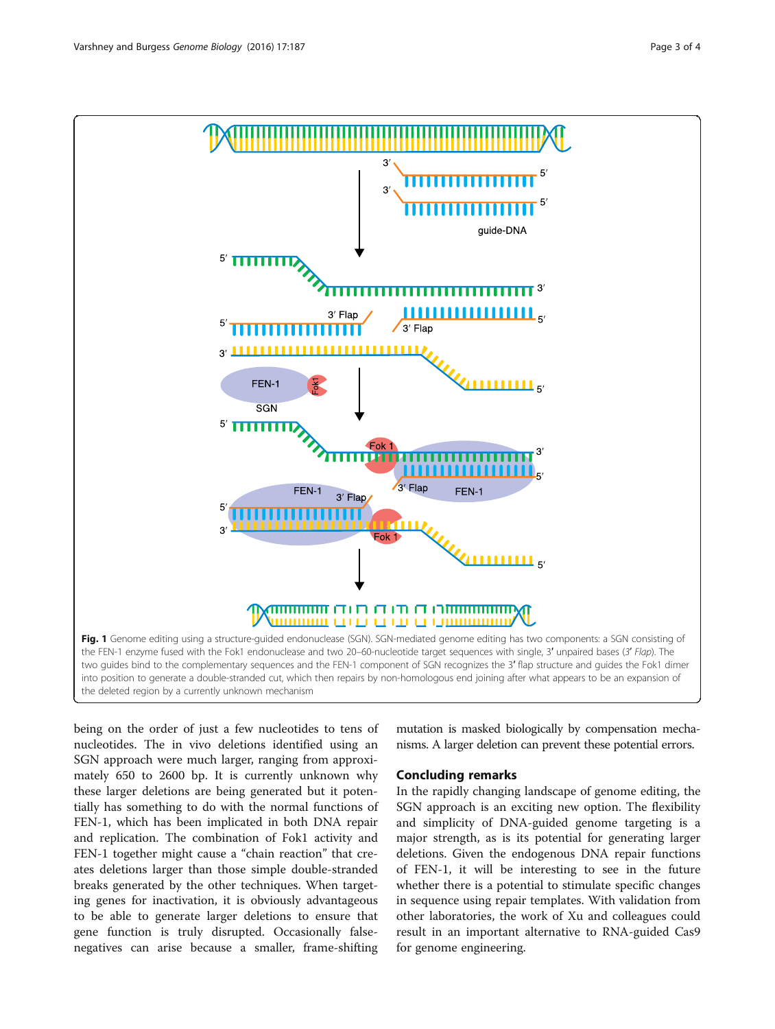**Fig. 1** Genome editing using a structure-guided endonuclease (SGN). SGN-mediated genome editing has two components: a SGN consisting of the FEN-1 enzyme fused with the Fok1 endonuclease and two 20–60-nucleotide target sequences with single, 3′ unpaired bases (3′ *Flap*). The two guides bind to the complementary sequences and the FEN-1 component of SGN recognizes the 3′ flap structure and guides the Fok1 dimer into position to generate a double-stranded cut, which then repairs by non-homologous end joining after what appears to be an expansion of the deleted region by a currently unknown mechanism

being on the order of just a few nucleotides to tens of nucleotides. The in vivo deletions identified using an SGN approach were much larger, ranging from approximately 650 to 2600 bp. It is currently unknown why these larger deletions are being generated but it potentially has something to do with the normal functions of FEN-1, which has been implicated in both DNA repair and replication. The combination of Fok1 activity and FEN-1 together might cause a "chain reaction" that creates deletions larger than those simple double-stranded breaks generated by the other techniques. When targeting genes for inactivation, it is obviously advantageous to be able to generate larger deletions to ensure that gene function is truly disrupted. Occasionally false-negatives can arise because a smaller, frame-shifting mutation is masked biologically by compensation mechanisms. A larger deletion can prevent these potential errors.

## Concluding remarks

In the rapidly changing landscape of genome editing, the SGN approach is an exciting new option. The flexibility and simplicity of DNA-guided genome targeting is a major strength, as is its potential for generating larger deletions. Given the endogenous DNA repair functions of FEN-1, it will be interesting to see in the future whether there is a potential to stimulate specific changes in sequence using repair templates. With validation from other laboratories, the work of Xu and colleagues could result in an important alternative to RNA-guided Cas9 for genome engineering.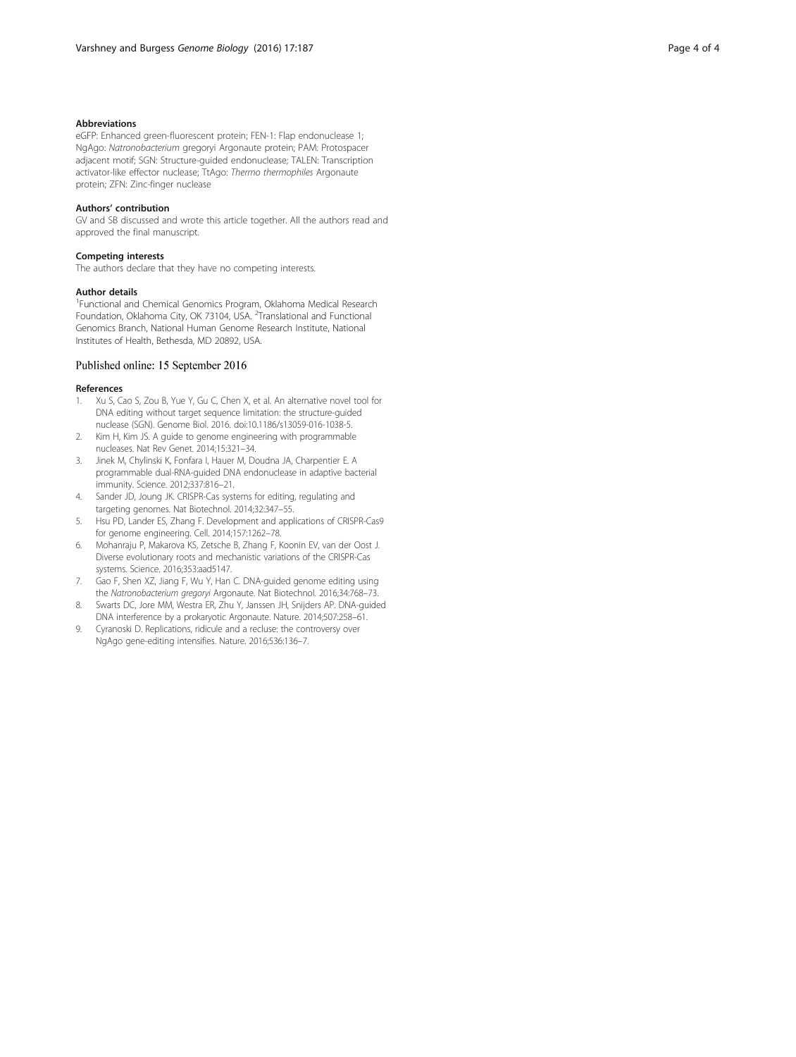### Abbreviations

eGFP: Enhanced green-fluorescent protein; FEN-1: Flap endonuclease 1; NgAgo: *Natronobacterium* gregoryi Argonaute protein; PAM: Protospacer adjacent motif; SGN: Structure-guided endonuclease; TALEN: Transcription activator-like effector nuclease; TtAgo: *Thermo thermophiles* Argonaute protein; ZFN: Zinc-finger nuclease

### Authors' contribution

GV and SB discussed and wrote this article together. All the authors read and approved the final manuscript.

### Competing interests

The authors declare that they have no competing interests.

### Author details

[1]Functional and Chemical Genomics Program, Oklahoma Medical Research Foundation, Oklahoma City, OK 73104, USA. [2]Translational and Functional Genomics Branch, National Human Genome Research Institute, National Institutes of Health, Bethesda, MD 20892, USA.

Published online: 15 September 2016

### References

1. Xu S, Cao S, Zou B, Yue Y, Gu C, Chen X, et al. An alternative novel tool for DNA editing without target sequence limitation: the structure-guided nuclease (SGN). Genome Biol. 2016. doi:10.1186/s13059-016-1038-5.
2. Kim H, Kim JS. A guide to genome engineering with programmable nucleases. Nat Rev Genet. 2014;15:321–34.
3. Jinek M, Chylinski K, Fonfara I, Hauer M, Doudna JA, Charpentier E. A programmable dual-RNA-guided DNA endonuclease in adaptive bacterial immunity. Science. 2012;337:816–21.
4. Sander JD, Joung JK. CRISPR-Cas systems for editing, regulating and targeting genomes. Nat Biotechnol. 2014;32:347–55.
5. Hsu PD, Lander ES, Zhang F. Development and applications of CRISPR-Cas9 for genome engineering. Cell. 2014;157:1262–78.
6. Mohanraju P, Makarova KS, Zetsche B, Zhang F, Koonin EV, van der Oost J. Diverse evolutionary roots and mechanistic variations of the CRISPR-Cas systems. Science. 2016;353:aad5147.
7. Gao F, Shen XZ, Jiang F, Wu Y, Han C. DNA-guided genome editing using the *Natronobacterium gregoryi* Argonaute. Nat Biotechnol. 2016;34:768–73.
8. Swarts DC, Jore MM, Westra ER, Zhu Y, Janssen JH, Snijders AP. DNA-guided DNA interference by a prokaryotic Argonaute. Nature. 2014;507:258–61.
9. Cyranoski D. Replications, ridicule and a recluse: the controversy over NgAgo gene-editing intensifies. Nature. 2016;536:136–7.